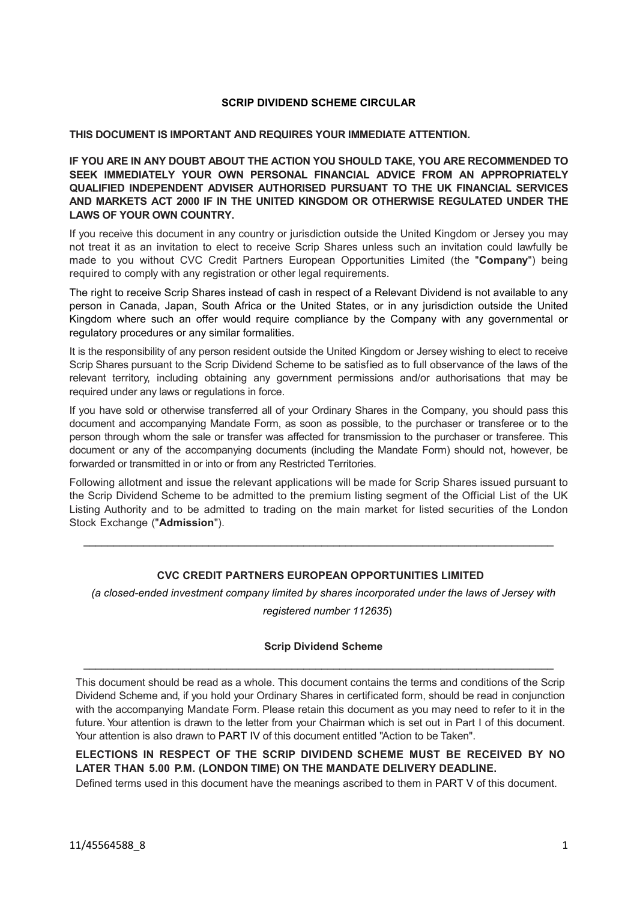**SCRIP DIVIDEND SCHEME CIRCULAR**

**THIS DOCUMENT IS IMPORTANT AND REQUIRES YOUR IMMEDIATE ATTENTION.**

**IF YOU ARE IN ANY DOUBT ABOUT THE ACTION YOU SHOULD TAKE, YOU ARE RECOMMENDED TO SEEK IMMEDIATELY YOUR OWN PERSONAL FINANCIAL ADVICE FROM AN APPROPRIATELY QUALIFIED INDEPENDENT ADVISER AUTHORISED PURSUANT TO THE UK FINANCIAL SERVICES AND MARKETS ACT 2000 IF IN THE UNITED KINGDOM OR OTHERWISE REGULATED UNDER THE LAWS OF YOUR OWN COUNTRY.**

If you receive this document in any country or jurisdiction outside the United Kingdom or Jersey you may not treat it as an invitation to elect to receive Scrip Shares unless such an invitation could lawfully be made to you without CVC Credit Partners European Opportunities Limited (the "**Company**") being required to comply with any registration or other legal requirements.

The right to receive Scrip Shares instead of cash in respect of a Relevant Dividend is not available to any person in Canada, Japan, South Africa or the United States, or in any jurisdiction outside the United Kingdom where such an offer would require compliance by the Company with any governmental or regulatory procedures or any similar formalities.

It is the responsibility of any person resident outside the United Kingdom or Jersey wishing to elect to receive Scrip Shares pursuant to the Scrip Dividend Scheme to be satisfied as to full observance of the laws of the relevant territory, including obtaining any government permissions and/or authorisations that may be required under any laws or regulations in force.

If you have sold or otherwise transferred all of your Ordinary Shares in the Company, you should pass this document and accompanying Mandate Form, as soon as possible, to the purchaser or transferee or to the person through whom the sale or transfer was affected for transmission to the purchaser or transferee. This document or any of the accompanying documents (including the Mandate Form) should not, however, be forwarded or transmitted in or into or from any Restricted Territories.

Following allotment and issue the relevant applications will be made for Scrip Shares issued pursuant to the Scrip Dividend Scheme to be admitted to the premium listing segment of the Official List of the UK Listing Authority and to be admitted to trading on the main market for listed securities of the London Stock Exchange ("**Admission**").

---

**CVC CREDIT PARTNERS EUROPEAN OPPORTUNITIES LIMITED**

*(a closed-ended investment company limited by shares incorporated under the laws of Jersey with registered number 112635*)

**Scrip Dividend Scheme**

---

This document should be read as a whole. This document contains the terms and conditions of the Scrip Dividend Scheme and, if you hold your Ordinary Shares in certificated form, should be read in conjunction with the accompanying Mandate Form. Please retain this document as you may need to refer to it in the future. Your attention is drawn to the letter from your Chairman which is set out in Part I of this document. Your attention is also drawn to PART IV of this document entitled "Action to be Taken".

**ELECTIONS IN RESPECT OF THE SCRIP DIVIDEND SCHEME MUST BE RECEIVED BY NO LATER THAN 5.00 P.M. (LONDON TIME) ON THE MANDATE DELIVERY DEADLINE.**

Defined terms used in this document have the meanings ascribed to them in PART V of this document.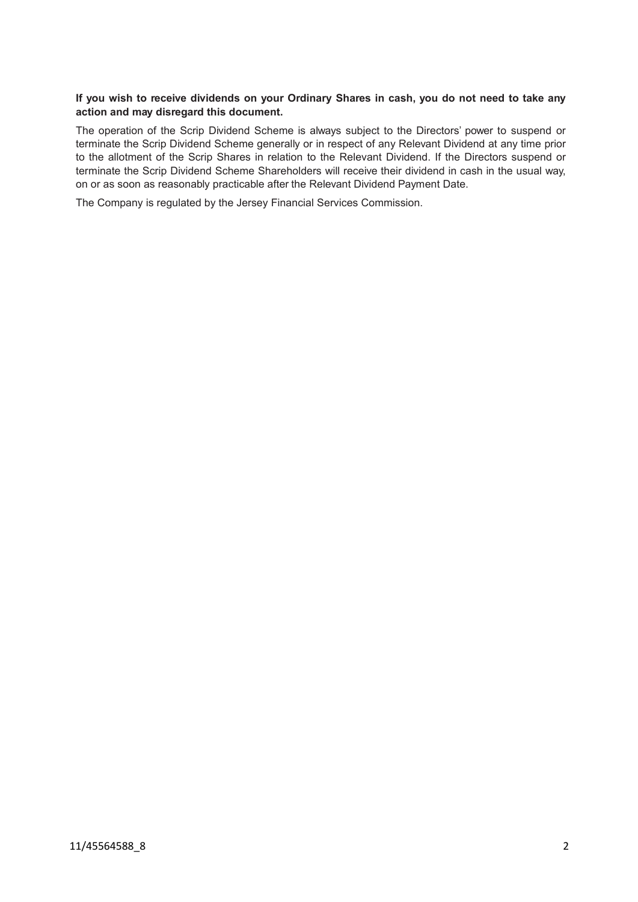**If you wish to receive dividends on your Ordinary Shares in cash, you do not need to take any action and may disregard this document.**

The operation of the Scrip Dividend Scheme is always subject to the Directors' power to suspend or terminate the Scrip Dividend Scheme generally or in respect of any Relevant Dividend at any time prior to the allotment of the Scrip Shares in relation to the Relevant Dividend. If the Directors suspend or terminate the Scrip Dividend Scheme Shareholders will receive their dividend in cash in the usual way, on or as soon as reasonably practicable after the Relevant Dividend Payment Date.

The Company is regulated by the Jersey Financial Services Commission.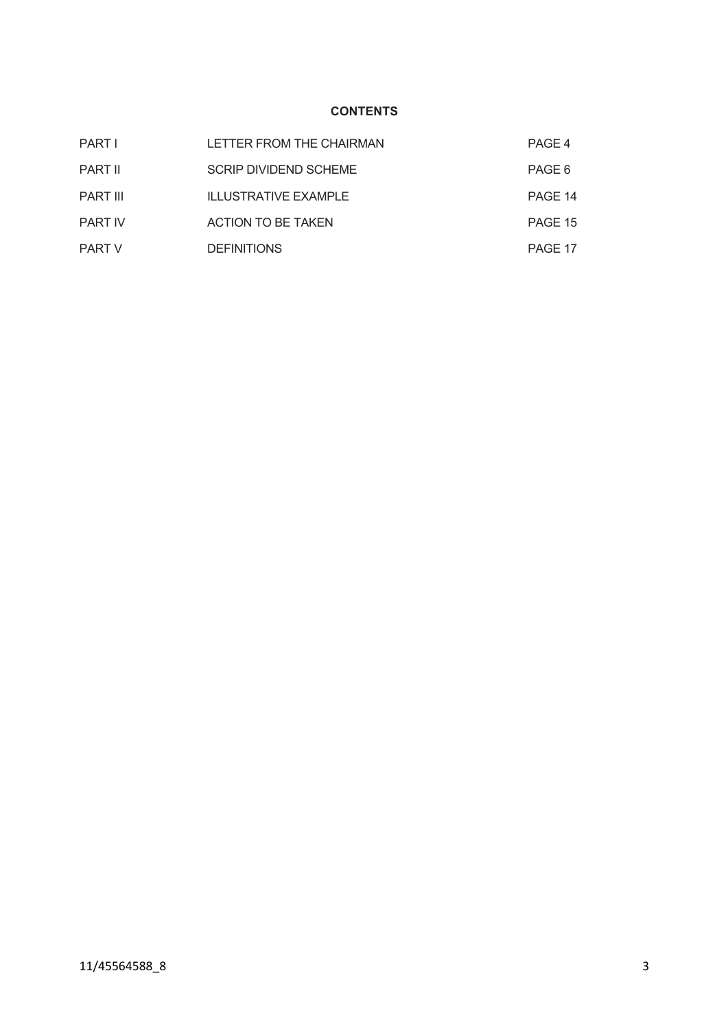**CONTENTS**

| | | |
|---|---|---|
| PART I | LETTER FROM THE CHAIRMAN | PAGE 4 |
| PART II | SCRIP DIVIDEND SCHEME | PAGE 6 |
| PART III | ILLUSTRATIVE EXAMPLE | PAGE 14 |
| PART IV | ACTION TO BE TAKEN | PAGE 15 |
| PART V | DEFINITIONS | PAGE 17 |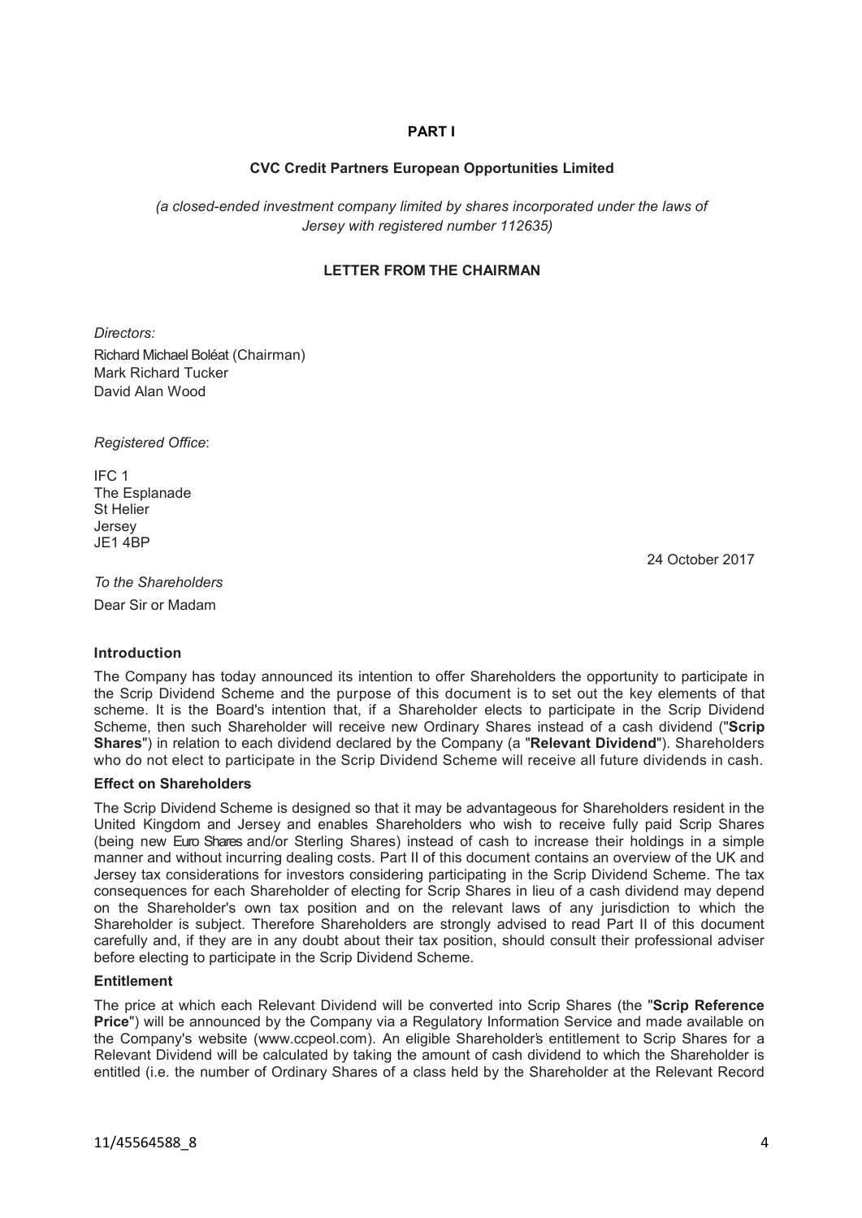**PART I**

**CVC Credit Partners European Opportunities Limited**

*(a closed-ended investment company limited by shares incorporated under the laws of Jersey with registered number 112635)*

**LETTER FROM THE CHAIRMAN**

*Directors:*

Richard Michael Boléat (Chairman)
Mark Richard Tucker
David Alan Wood

*Registered Office*:

IFC 1
The Esplanade
St Helier
Jersey
JE1 4BP

24 October 2017

*To the Shareholders*

Dear Sir or Madam

**Introduction**

The Company has today announced its intention to offer Shareholders the opportunity to participate in the Scrip Dividend Scheme and the purpose of this document is to set out the key elements of that scheme. It is the Board's intention that, if a Shareholder elects to participate in the Scrip Dividend Scheme, then such Shareholder will receive new Ordinary Shares instead of a cash dividend ("**Scrip Shares**") in relation to each dividend declared by the Company (a "**Relevant Dividend**"). Shareholders who do not elect to participate in the Scrip Dividend Scheme will receive all future dividends in cash.

**Effect on Shareholders**

The Scrip Dividend Scheme is designed so that it may be advantageous for Shareholders resident in the United Kingdom and Jersey and enables Shareholders who wish to receive fully paid Scrip Shares (being new Euro Shares and/or Sterling Shares) instead of cash to increase their holdings in a simple manner and without incurring dealing costs. Part II of this document contains an overview of the UK and Jersey tax considerations for investors considering participating in the Scrip Dividend Scheme. The tax consequences for each Shareholder of electing for Scrip Shares in lieu of a cash dividend may depend on the Shareholder's own tax position and on the relevant laws of any jurisdiction to which the Shareholder is subject. Therefore Shareholders are strongly advised to read Part II of this document carefully and, if they are in any doubt about their tax position, should consult their professional adviser before electing to participate in the Scrip Dividend Scheme.

**Entitlement**

The price at which each Relevant Dividend will be converted into Scrip Shares (the "**Scrip Reference Price**") will be announced by the Company via a Regulatory Information Service and made available on the Company's website (www.ccpeol.com). An eligible Shareholder's entitlement to Scrip Shares for a Relevant Dividend will be calculated by taking the amount of cash dividend to which the Shareholder is entitled (i.e. the number of Ordinary Shares of a class held by the Shareholder at the Relevant Record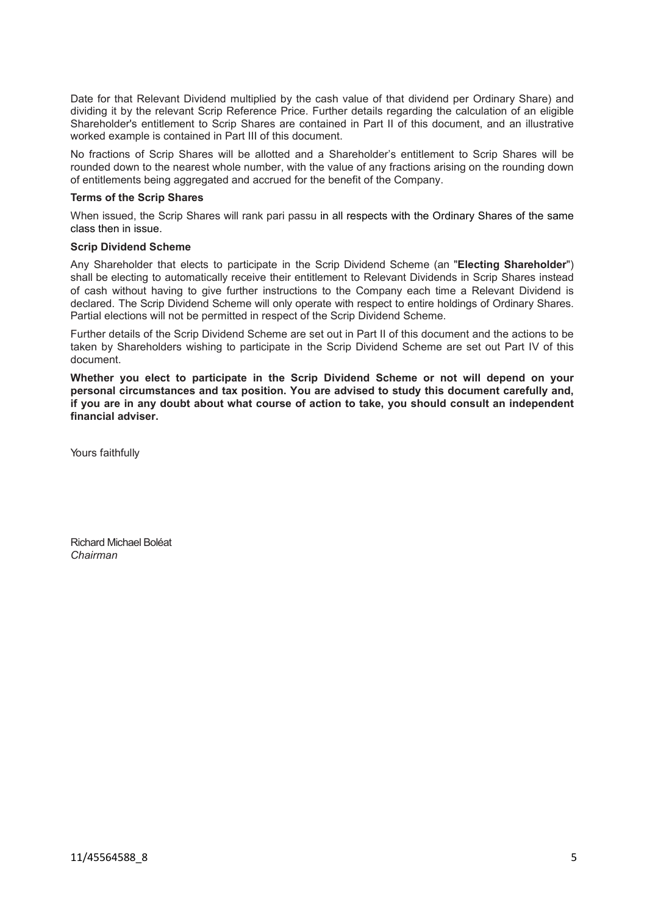Date for that Relevant Dividend multiplied by the cash value of that dividend per Ordinary Share) and dividing it by the relevant Scrip Reference Price. Further details regarding the calculation of an eligible Shareholder's entitlement to Scrip Shares are contained in Part II of this document, and an illustrative worked example is contained in Part III of this document.

No fractions of Scrip Shares will be allotted and a Shareholder's entitlement to Scrip Shares will be rounded down to the nearest whole number, with the value of any fractions arising on the rounding down of entitlements being aggregated and accrued for the benefit of the Company.

**Terms of the Scrip Shares**

When issued, the Scrip Shares will rank pari passu in all respects with the Ordinary Shares of the same class then in issue.

**Scrip Dividend Scheme**

Any Shareholder that elects to participate in the Scrip Dividend Scheme (an "**Electing Shareholder**") shall be electing to automatically receive their entitlement to Relevant Dividends in Scrip Shares instead of cash without having to give further instructions to the Company each time a Relevant Dividend is declared. The Scrip Dividend Scheme will only operate with respect to entire holdings of Ordinary Shares. Partial elections will not be permitted in respect of the Scrip Dividend Scheme.

Further details of the Scrip Dividend Scheme are set out in Part II of this document and the actions to be taken by Shareholders wishing to participate in the Scrip Dividend Scheme are set out Part IV of this document.

**Whether you elect to participate in the Scrip Dividend Scheme or not will depend on your personal circumstances and tax position. You are advised to study this document carefully and, if you are in any doubt about what course of action to take, you should consult an independent financial adviser.**

Yours faithfully

Richard Michael Boléat
*Chairman*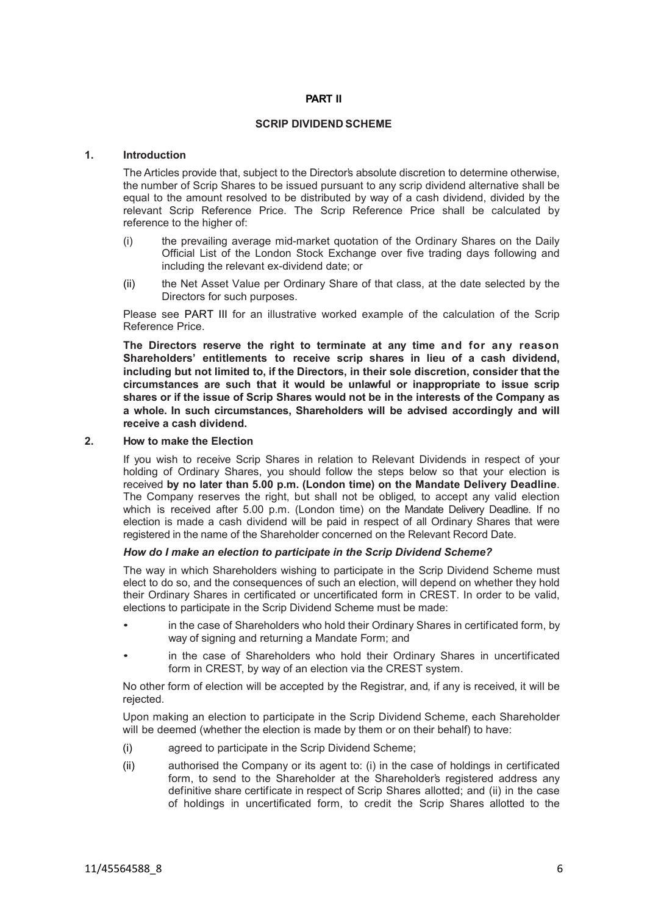# PART II

## SCRIP DIVIDEND SCHEME

### 1. Introduction

The Articles provide that, subject to the Director's absolute discretion to determine otherwise, the number of Scrip Shares to be issued pursuant to any scrip dividend alternative shall be equal to the amount resolved to be distributed by way of a cash dividend, divided by the relevant Scrip Reference Price. The Scrip Reference Price shall be calculated by reference to the higher of:

(i) the prevailing average mid-market quotation of the Ordinary Shares on the Daily Official List of the London Stock Exchange over five trading days following and including the relevant ex-dividend date; or

(ii) the Net Asset Value per Ordinary Share of that class, at the date selected by the Directors for such purposes.

Please see PART III for an illustrative worked example of the calculation of the Scrip Reference Price.

**The Directors reserve the right to terminate at any time and for any reason Shareholders' entitlements to receive scrip shares in lieu of a cash dividend, including but not limited to, if the Directors, in their sole discretion, consider that the circumstances are such that it would be unlawful or inappropriate to issue scrip shares or if the issue of Scrip Shares would not be in the interests of the Company as a whole. In such circumstances, Shareholders will be advised accordingly and will receive a cash dividend.**

### 2. How to make the Election

If you wish to receive Scrip Shares in relation to Relevant Dividends in respect of your holding of Ordinary Shares, you should follow the steps below so that your election is received **by no later than 5.00 p.m. (London time) on the Mandate Delivery Deadline**. The Company reserves the right, but shall not be obliged, to accept any valid election which is received after 5.00 p.m. (London time) on the Mandate Delivery Deadline. If no election is made a cash dividend will be paid in respect of all Ordinary Shares that were registered in the name of the Shareholder concerned on the Relevant Record Date.

***How do I make an election to participate in the Scrip Dividend Scheme?***

The way in which Shareholders wishing to participate in the Scrip Dividend Scheme must elect to do so, and the consequences of such an election, will depend on whether they hold their Ordinary Shares in certificated or uncertificated form in CREST. In order to be valid, elections to participate in the Scrip Dividend Scheme must be made:

- in the case of Shareholders who hold their Ordinary Shares in certificated form, by way of signing and returning a Mandate Form; and
- in the case of Shareholders who hold their Ordinary Shares in uncertificated form in CREST, by way of an election via the CREST system.

No other form of election will be accepted by the Registrar, and, if any is received, it will be rejected.

Upon making an election to participate in the Scrip Dividend Scheme, each Shareholder will be deemed (whether the election is made by them or on their behalf) to have:

(i) agreed to participate in the Scrip Dividend Scheme;

(ii) authorised the Company or its agent to: (i) in the case of holdings in certificated form, to send to the Shareholder at the Shareholder's registered address any definitive share certificate in respect of Scrip Shares allotted; and (ii) in the case of holdings in uncertificated form, to credit the Scrip Shares allotted to the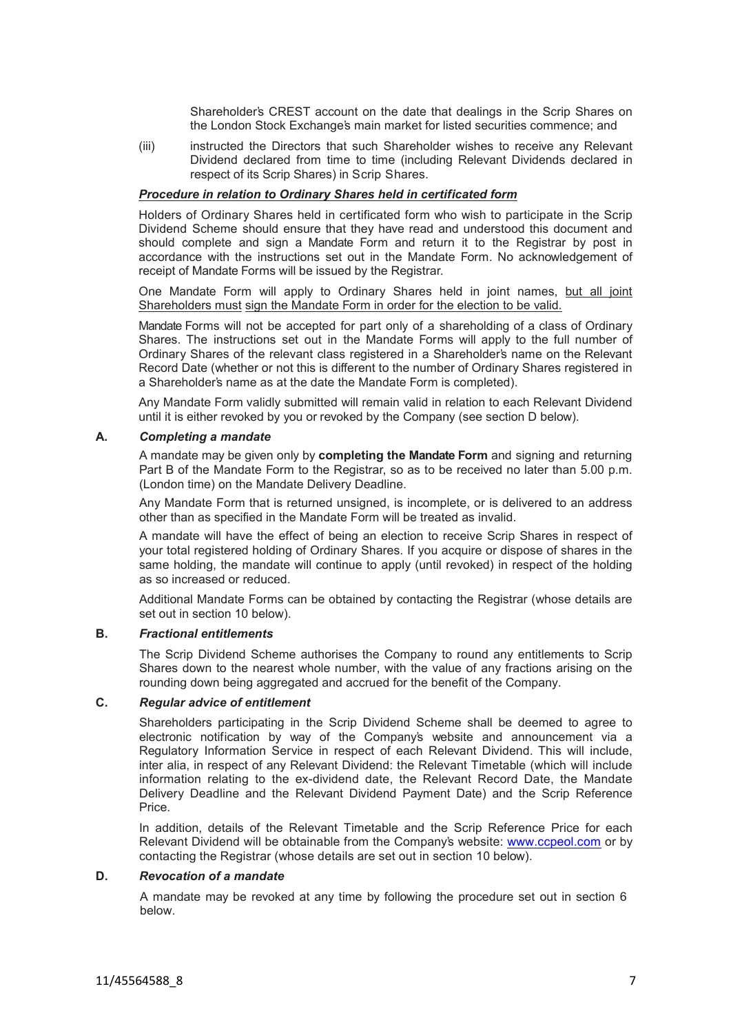Shareholder's CREST account on the date that dealings in the Scrip Shares on the London Stock Exchange's main market for listed securities commence; and

(iii) instructed the Directors that such Shareholder wishes to receive any Relevant Dividend declared from time to time (including Relevant Dividends declared in respect of its Scrip Shares) in Scrip Shares.

***Procedure in relation to Ordinary Shares held in certificated form***

Holders of Ordinary Shares held in certificated form who wish to participate in the Scrip Dividend Scheme should ensure that they have read and understood this document and should complete and sign a Mandate Form and return it to the Registrar by post in accordance with the instructions set out in the Mandate Form. No acknowledgement of receipt of Mandate Forms will be issued by the Registrar.

One Mandate Form will apply to Ordinary Shares held in joint names, but all joint Shareholders must sign the Mandate Form in order for the election to be valid.

Mandate Forms will not be accepted for part only of a shareholding of a class of Ordinary Shares. The instructions set out in the Mandate Forms will apply to the full number of Ordinary Shares of the relevant class registered in a Shareholder's name on the Relevant Record Date (whether or not this is different to the number of Ordinary Shares registered in a Shareholder's name as at the date the Mandate Form is completed).

Any Mandate Form validly submitted will remain valid in relation to each Relevant Dividend until it is either revoked by you or revoked by the Company (see section D below).

**A. *Completing a mandate***

A mandate may be given only by **completing the Mandate Form** and signing and returning Part B of the Mandate Form to the Registrar, so as to be received no later than 5.00 p.m. (London time) on the Mandate Delivery Deadline.

Any Mandate Form that is returned unsigned, is incomplete, or is delivered to an address other than as specified in the Mandate Form will be treated as invalid.

A mandate will have the effect of being an election to receive Scrip Shares in respect of your total registered holding of Ordinary Shares. If you acquire or dispose of shares in the same holding, the mandate will continue to apply (until revoked) in respect of the holding as so increased or reduced.

Additional Mandate Forms can be obtained by contacting the Registrar (whose details are set out in section 10 below).

**B. *Fractional entitlements***

The Scrip Dividend Scheme authorises the Company to round any entitlements to Scrip Shares down to the nearest whole number, with the value of any fractions arising on the rounding down being aggregated and accrued for the benefit of the Company.

**C. *Regular advice of entitlement***

Shareholders participating in the Scrip Dividend Scheme shall be deemed to agree to electronic notification by way of the Company's website and announcement via a Regulatory Information Service in respect of each Relevant Dividend. This will include, inter alia, in respect of any Relevant Dividend: the Relevant Timetable (which will include information relating to the ex-dividend date, the Relevant Record Date, the Mandate Delivery Deadline and the Relevant Dividend Payment Date) and the Scrip Reference Price.

In addition, details of the Relevant Timetable and the Scrip Reference Price for each Relevant Dividend will be obtainable from the Company's website: www.ccpeol.com or by contacting the Registrar (whose details are set out in section 10 below).

**D. *Revocation of a mandate***

A mandate may be revoked at any time by following the procedure set out in section 6 below.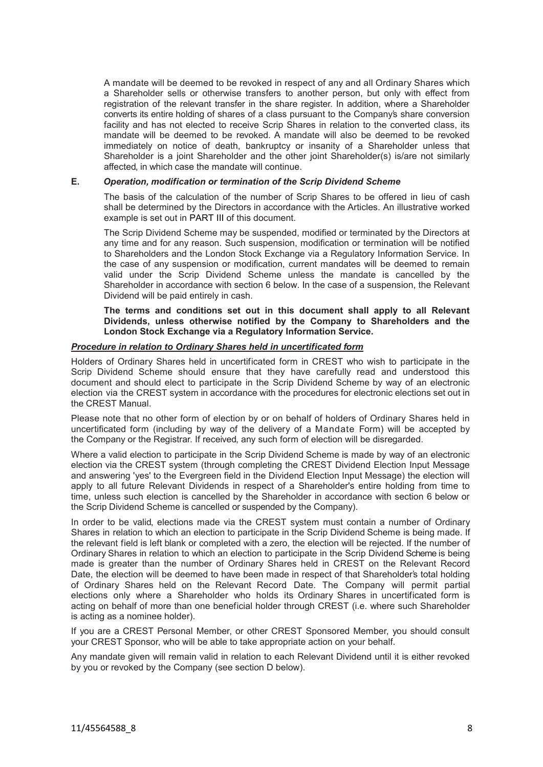A mandate will be deemed to be revoked in respect of any and all Ordinary Shares which a Shareholder sells or otherwise transfers to another person, but only with effect from registration of the relevant transfer in the share register. In addition, where a Shareholder converts its entire holding of shares of a class pursuant to the Company's share conversion facility and has not elected to receive Scrip Shares in relation to the converted class, its mandate will be deemed to be revoked. A mandate will also be deemed to be revoked immediately on notice of death, bankruptcy or insanity of a Shareholder unless that Shareholder is a joint Shareholder and the other joint Shareholder(s) is/are not similarly affected, in which case the mandate will continue.

**E.** ***Operation, modification or termination of the Scrip Dividend Scheme***

The basis of the calculation of the number of Scrip Shares to be offered in lieu of cash shall be determined by the Directors in accordance with the Articles. An illustrative worked example is set out in PART III of this document.

The Scrip Dividend Scheme may be suspended, modified or terminated by the Directors at any time and for any reason. Such suspension, modification or termination will be notified to Shareholders and the London Stock Exchange via a Regulatory Information Service. In the case of any suspension or modification, current mandates will be deemed to remain valid under the Scrip Dividend Scheme unless the mandate is cancelled by the Shareholder in accordance with section 6 below. In the case of a suspension, the Relevant Dividend will be paid entirely in cash.

**The terms and conditions set out in this document shall apply to all Relevant Dividends, unless otherwise notified by the Company to Shareholders and the London Stock Exchange via a Regulatory Information Service.**

***Procedure in relation to Ordinary Shares held in uncertificated form***

Holders of Ordinary Shares held in uncertificated form in CREST who wish to participate in the Scrip Dividend Scheme should ensure that they have carefully read and understood this document and should elect to participate in the Scrip Dividend Scheme by way of an electronic election via the CREST system in accordance with the procedures for electronic elections set out in the CREST Manual.

Please note that no other form of election by or on behalf of holders of Ordinary Shares held in uncertificated form (including by way of the delivery of a Mandate Form) will be accepted by the Company or the Registrar. If received, any such form of election will be disregarded.

Where a valid election to participate in the Scrip Dividend Scheme is made by way of an electronic election via the CREST system (through completing the CREST Dividend Election Input Message and answering 'yes' to the Evergreen field in the Dividend Election Input Message) the election will apply to all future Relevant Dividends in respect of a Shareholder's entire holding from time to time, unless such election is cancelled by the Shareholder in accordance with section 6 below or the Scrip Dividend Scheme is cancelled or suspended by the Company).

In order to be valid, elections made via the CREST system must contain a number of Ordinary Shares in relation to which an election to participate in the Scrip Dividend Scheme is being made. If the relevant field is left blank or completed with a zero, the election will be rejected. If the number of Ordinary Shares in relation to which an election to participate in the Scrip Dividend Scheme is being made is greater than the number of Ordinary Shares held in CREST on the Relevant Record Date, the election will be deemed to have been made in respect of that Shareholder's total holding of Ordinary Shares held on the Relevant Record Date. The Company will permit partial elections only where a Shareholder who holds its Ordinary Shares in uncertificated form is acting on behalf of more than one beneficial holder through CREST (i.e. where such Shareholder is acting as a nominee holder).

If you are a CREST Personal Member, or other CREST Sponsored Member, you should consult your CREST Sponsor, who will be able to take appropriate action on your behalf.

Any mandate given will remain valid in relation to each Relevant Dividend until it is either revoked by you or revoked by the Company (see section D below).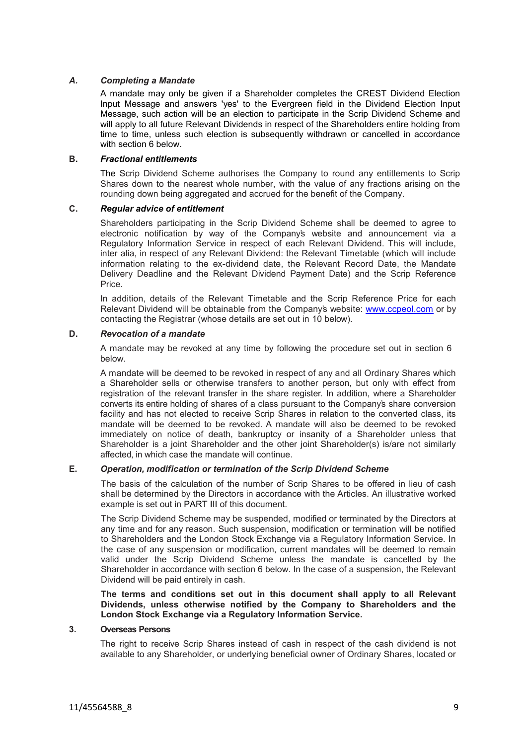### *A. Completing a Mandate*

A mandate may only be given if a Shareholder completes the CREST Dividend Election Input Message and answers 'yes' to the Evergreen field in the Dividend Election Input Message, such action will be an election to participate in the Scrip Dividend Scheme and will apply to all future Relevant Dividends in respect of the Shareholders entire holding from time to time, unless such election is subsequently withdrawn or cancelled in accordance with section 6 below.

### **B. *Fractional entitlements***

The Scrip Dividend Scheme authorises the Company to round any entitlements to Scrip Shares down to the nearest whole number, with the value of any fractions arising on the rounding down being aggregated and accrued for the benefit of the Company.

### **C. *Regular advice of entitlement***

Shareholders participating in the Scrip Dividend Scheme shall be deemed to agree to electronic notification by way of the Company's website and announcement via a Regulatory Information Service in respect of each Relevant Dividend. This will include, inter alia, in respect of any Relevant Dividend: the Relevant Timetable (which will include information relating to the ex-dividend date, the Relevant Record Date, the Mandate Delivery Deadline and the Relevant Dividend Payment Date) and the Scrip Reference Price.

In addition, details of the Relevant Timetable and the Scrip Reference Price for each Relevant Dividend will be obtainable from the Company's website: www.ccpeol.com or by contacting the Registrar (whose details are set out in 10 below).

### **D. *Revocation of a mandate***

A mandate may be revoked at any time by following the procedure set out in section 6 below.

A mandate will be deemed to be revoked in respect of any and all Ordinary Shares which a Shareholder sells or otherwise transfers to another person, but only with effect from registration of the relevant transfer in the share register. In addition, where a Shareholder converts its entire holding of shares of a class pursuant to the Company's share conversion facility and has not elected to receive Scrip Shares in relation to the converted class, its mandate will be deemed to be revoked. A mandate will also be deemed to be revoked immediately on notice of death, bankruptcy or insanity of a Shareholder unless that Shareholder is a joint Shareholder and the other joint Shareholder(s) is/are not similarly affected, in which case the mandate will continue.

### **E. *Operation, modification or termination of the Scrip Dividend Scheme***

The basis of the calculation of the number of Scrip Shares to be offered in lieu of cash shall be determined by the Directors in accordance with the Articles. An illustrative worked example is set out in PART III of this document.

The Scrip Dividend Scheme may be suspended, modified or terminated by the Directors at any time and for any reason. Such suspension, modification or termination will be notified to Shareholders and the London Stock Exchange via a Regulatory Information Service. In the case of any suspension or modification, current mandates will be deemed to remain valid under the Scrip Dividend Scheme unless the mandate is cancelled by the Shareholder in accordance with section 6 below. In the case of a suspension, the Relevant Dividend will be paid entirely in cash.

**The terms and conditions set out in this document shall apply to all Relevant Dividends, unless otherwise notified by the Company to Shareholders and the London Stock Exchange via a Regulatory Information Service.**

## **3. Overseas Persons**

The right to receive Scrip Shares instead of cash in respect of the cash dividend is not available to any Shareholder, or underlying beneficial owner of Ordinary Shares, located or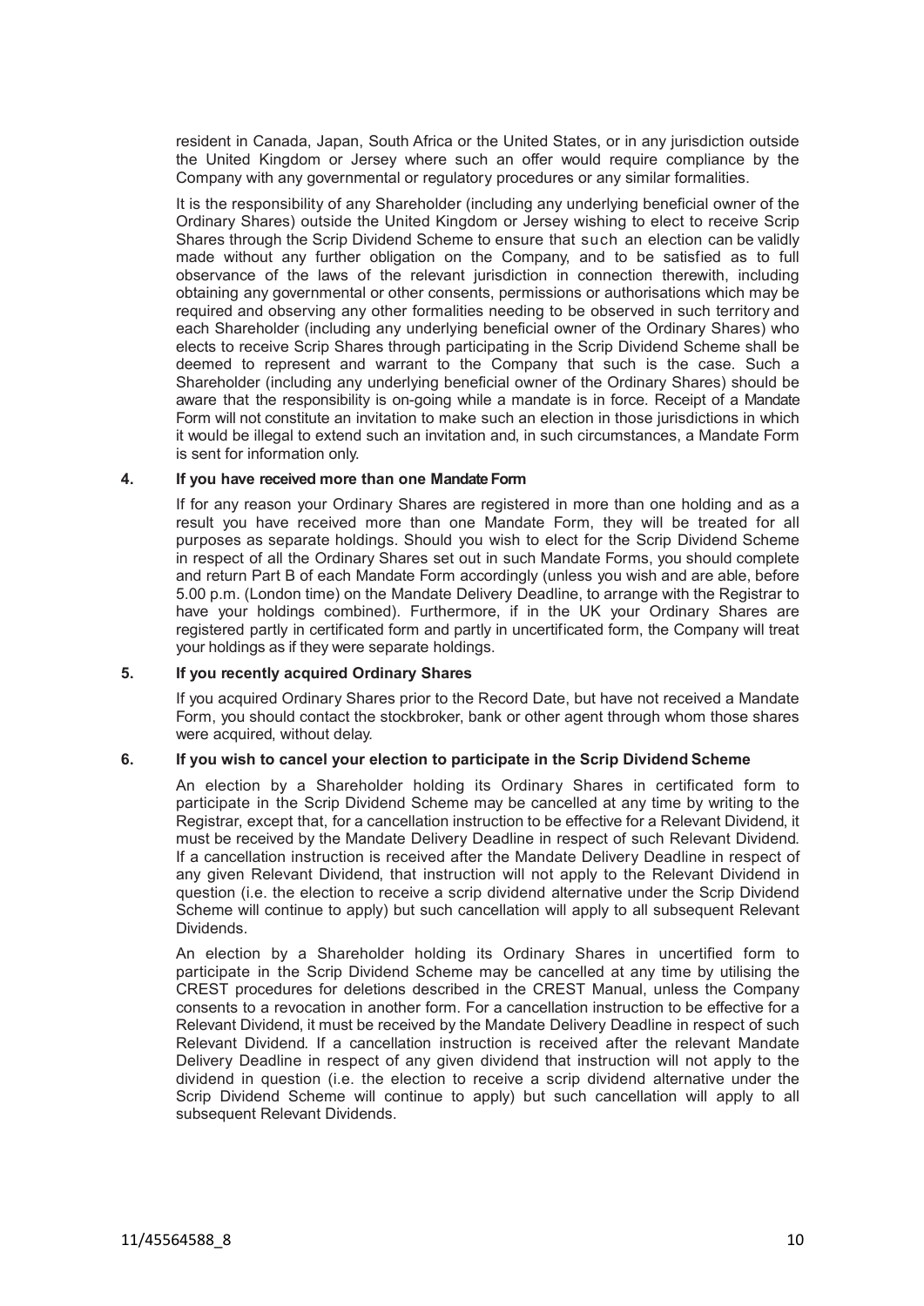resident in Canada, Japan, South Africa or the United States, or in any jurisdiction outside the United Kingdom or Jersey where such an offer would require compliance by the Company with any governmental or regulatory procedures or any similar formalities.

It is the responsibility of any Shareholder (including any underlying beneficial owner of the Ordinary Shares) outside the United Kingdom or Jersey wishing to elect to receive Scrip Shares through the Scrip Dividend Scheme to ensure that such an election can be validly made without any further obligation on the Company, and to be satisfied as to full observance of the laws of the relevant jurisdiction in connection therewith, including obtaining any governmental or other consents, permissions or authorisations which may be required and observing any other formalities needing to be observed in such territory and each Shareholder (including any underlying beneficial owner of the Ordinary Shares) who elects to receive Scrip Shares through participating in the Scrip Dividend Scheme shall be deemed to represent and warrant to the Company that such is the case. Such a Shareholder (including any underlying beneficial owner of the Ordinary Shares) should be aware that the responsibility is on-going while a mandate is in force. Receipt of a Mandate Form will not constitute an invitation to make such an election in those jurisdictions in which it would be illegal to extend such an invitation and, in such circumstances, a Mandate Form is sent for information only.

**4. If you have received more than one Mandate Form**

If for any reason your Ordinary Shares are registered in more than one holding and as a result you have received more than one Mandate Form, they will be treated for all purposes as separate holdings. Should you wish to elect for the Scrip Dividend Scheme in respect of all the Ordinary Shares set out in such Mandate Forms, you should complete and return Part B of each Mandate Form accordingly (unless you wish and are able, before 5.00 p.m. (London time) on the Mandate Delivery Deadline, to arrange with the Registrar to have your holdings combined). Furthermore, if in the UK your Ordinary Shares are registered partly in certificated form and partly in uncertificated form, the Company will treat your holdings as if they were separate holdings.

**5. If you recently acquired Ordinary Shares**

If you acquired Ordinary Shares prior to the Record Date, but have not received a Mandate Form, you should contact the stockbroker, bank or other agent through whom those shares were acquired, without delay.

**6. If you wish to cancel your election to participate in the Scrip Dividend Scheme**

An election by a Shareholder holding its Ordinary Shares in certificated form to participate in the Scrip Dividend Scheme may be cancelled at any time by writing to the Registrar, except that, for a cancellation instruction to be effective for a Relevant Dividend, it must be received by the Mandate Delivery Deadline in respect of such Relevant Dividend. If a cancellation instruction is received after the Mandate Delivery Deadline in respect of any given Relevant Dividend, that instruction will not apply to the Relevant Dividend in question (i.e. the election to receive a scrip dividend alternative under the Scrip Dividend Scheme will continue to apply) but such cancellation will apply to all subsequent Relevant Dividends.

An election by a Shareholder holding its Ordinary Shares in uncertified form to participate in the Scrip Dividend Scheme may be cancelled at any time by utilising the CREST procedures for deletions described in the CREST Manual, unless the Company consents to a revocation in another form. For a cancellation instruction to be effective for a Relevant Dividend, it must be received by the Mandate Delivery Deadline in respect of such Relevant Dividend. If a cancellation instruction is received after the relevant Mandate Delivery Deadline in respect of any given dividend that instruction will not apply to the dividend in question (i.e. the election to receive a scrip dividend alternative under the Scrip Dividend Scheme will continue to apply) but such cancellation will apply to all subsequent Relevant Dividends.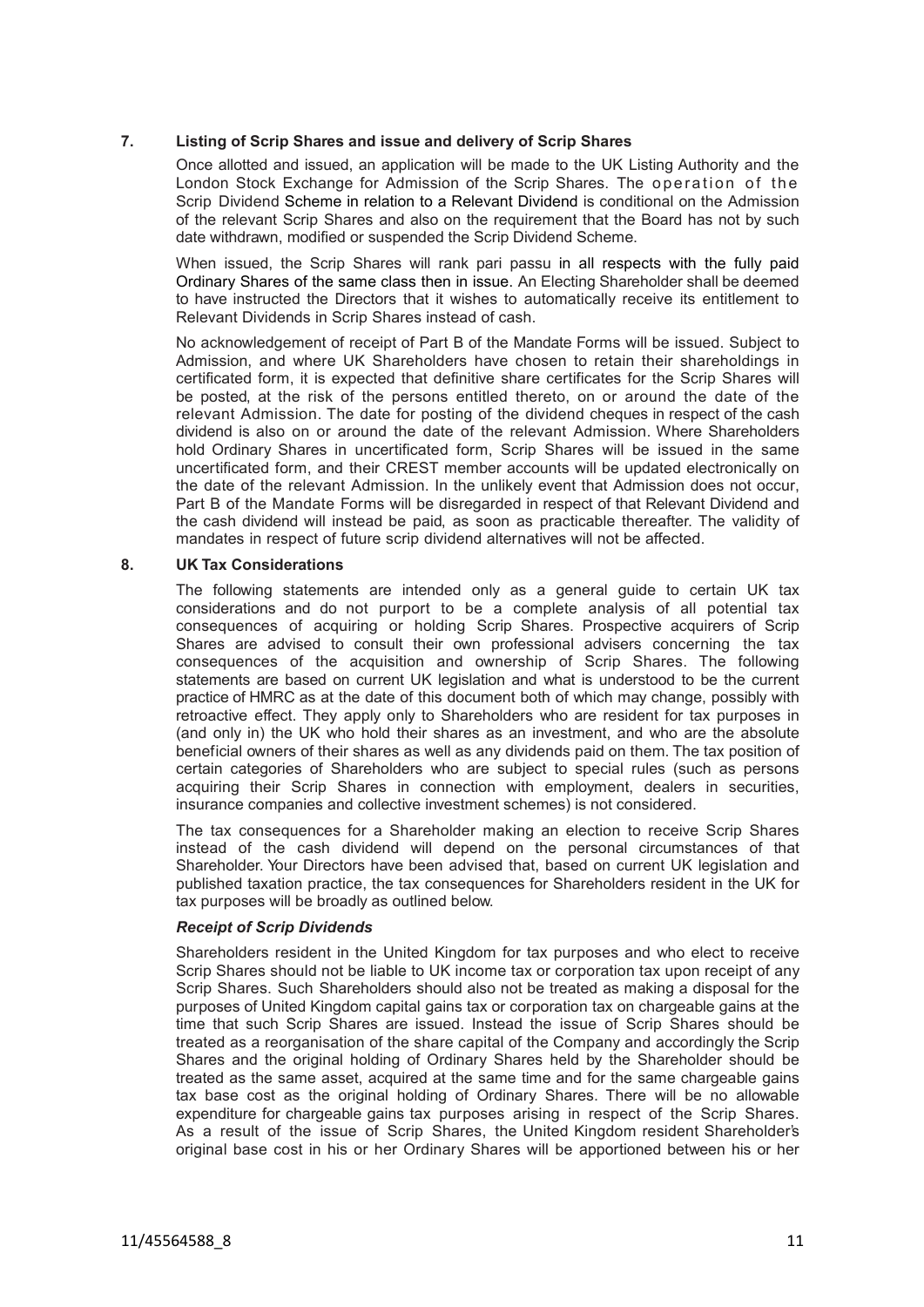## 7. Listing of Scrip Shares and issue and delivery of Scrip Shares

Once allotted and issued, an application will be made to the UK Listing Authority and the London Stock Exchange for Admission of the Scrip Shares. The operation of the Scrip Dividend Scheme in relation to a Relevant Dividend is conditional on the Admission of the relevant Scrip Shares and also on the requirement that the Board has not by such date withdrawn, modified or suspended the Scrip Dividend Scheme.

When issued, the Scrip Shares will rank pari passu in all respects with the fully paid Ordinary Shares of the same class then in issue. An Electing Shareholder shall be deemed to have instructed the Directors that it wishes to automatically receive its entitlement to Relevant Dividends in Scrip Shares instead of cash.

No acknowledgement of receipt of Part B of the Mandate Forms will be issued. Subject to Admission, and where UK Shareholders have chosen to retain their shareholdings in certificated form, it is expected that definitive share certificates for the Scrip Shares will be posted, at the risk of the persons entitled thereto, on or around the date of the relevant Admission. The date for posting of the dividend cheques in respect of the cash dividend is also on or around the date of the relevant Admission. Where Shareholders hold Ordinary Shares in uncertificated form, Scrip Shares will be issued in the same uncertificated form, and their CREST member accounts will be updated electronically on the date of the relevant Admission. In the unlikely event that Admission does not occur, Part B of the Mandate Forms will be disregarded in respect of that Relevant Dividend and the cash dividend will instead be paid, as soon as practicable thereafter. The validity of mandates in respect of future scrip dividend alternatives will not be affected.

## 8. UK Tax Considerations

The following statements are intended only as a general guide to certain UK tax considerations and do not purport to be a complete analysis of all potential tax consequences of acquiring or holding Scrip Shares. Prospective acquirers of Scrip Shares are advised to consult their own professional advisers concerning the tax consequences of the acquisition and ownership of Scrip Shares. The following statements are based on current UK legislation and what is understood to be the current practice of HMRC as at the date of this document both of which may change, possibly with retroactive effect. They apply only to Shareholders who are resident for tax purposes in (and only in) the UK who hold their shares as an investment, and who are the absolute beneficial owners of their shares as well as any dividends paid on them. The tax position of certain categories of Shareholders who are subject to special rules (such as persons acquiring their Scrip Shares in connection with employment, dealers in securities, insurance companies and collective investment schemes) is not considered.

The tax consequences for a Shareholder making an election to receive Scrip Shares instead of the cash dividend will depend on the personal circumstances of that Shareholder. Your Directors have been advised that, based on current UK legislation and published taxation practice, the tax consequences for Shareholders resident in the UK for tax purposes will be broadly as outlined below.

### *Receipt of Scrip Dividends*

Shareholders resident in the United Kingdom for tax purposes and who elect to receive Scrip Shares should not be liable to UK income tax or corporation tax upon receipt of any Scrip Shares. Such Shareholders should also not be treated as making a disposal for the purposes of United Kingdom capital gains tax or corporation tax on chargeable gains at the time that such Scrip Shares are issued. Instead the issue of Scrip Shares should be treated as a reorganisation of the share capital of the Company and accordingly the Scrip Shares and the original holding of Ordinary Shares held by the Shareholder should be treated as the same asset, acquired at the same time and for the same chargeable gains tax base cost as the original holding of Ordinary Shares. There will be no allowable expenditure for chargeable gains tax purposes arising in respect of the Scrip Shares. As a result of the issue of Scrip Shares, the United Kingdom resident Shareholder's original base cost in his or her Ordinary Shares will be apportioned between his or her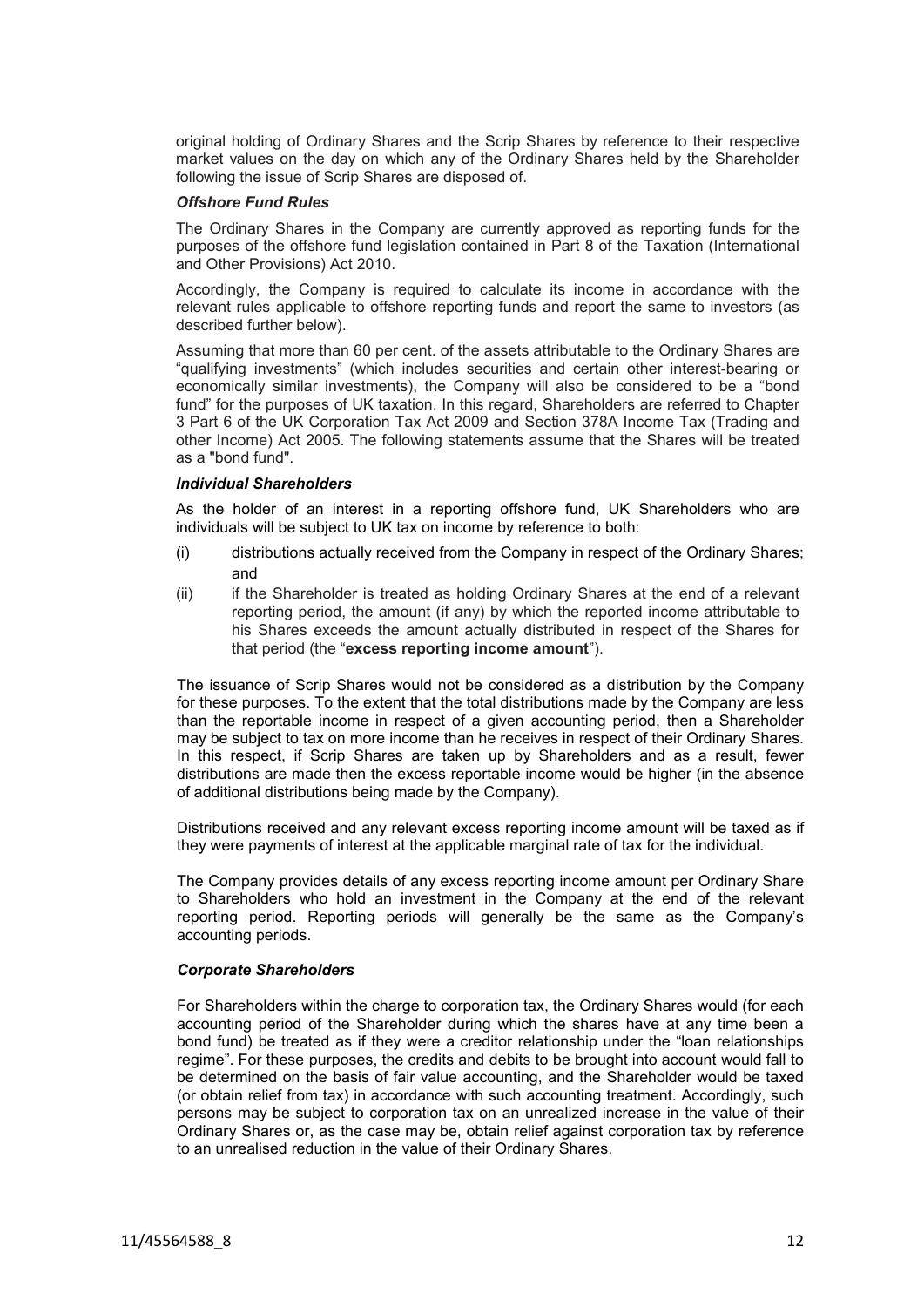original holding of Ordinary Shares and the Scrip Shares by reference to their respective market values on the day on which any of the Ordinary Shares held by the Shareholder following the issue of Scrip Shares are disposed of.

***Offshore Fund Rules***

The Ordinary Shares in the Company are currently approved as reporting funds for the purposes of the offshore fund legislation contained in Part 8 of the Taxation (International and Other Provisions) Act 2010.

Accordingly, the Company is required to calculate its income in accordance with the relevant rules applicable to offshore reporting funds and report the same to investors (as described further below).

Assuming that more than 60 per cent. of the assets attributable to the Ordinary Shares are "qualifying investments" (which includes securities and certain other interest-bearing or economically similar investments), the Company will also be considered to be a "bond fund" for the purposes of UK taxation. In this regard, Shareholders are referred to Chapter 3 Part 6 of the UK Corporation Tax Act 2009 and Section 378A Income Tax (Trading and other Income) Act 2005. The following statements assume that the Shares will be treated as a "bond fund".

***Individual Shareholders***

As the holder of an interest in a reporting offshore fund, UK Shareholders who are individuals will be subject to UK tax on income by reference to both:

(i) distributions actually received from the Company in respect of the Ordinary Shares; and

(ii) if the Shareholder is treated as holding Ordinary Shares at the end of a relevant reporting period, the amount (if any) by which the reported income attributable to his Shares exceeds the amount actually distributed in respect of the Shares for that period (the "**excess reporting income amount**").

The issuance of Scrip Shares would not be considered as a distribution by the Company for these purposes. To the extent that the total distributions made by the Company are less than the reportable income in respect of a given accounting period, then a Shareholder may be subject to tax on more income than he receives in respect of their Ordinary Shares. In this respect, if Scrip Shares are taken up by Shareholders and as a result, fewer distributions are made then the excess reportable income would be higher (in the absence of additional distributions being made by the Company).

Distributions received and any relevant excess reporting income amount will be taxed as if they were payments of interest at the applicable marginal rate of tax for the individual.

The Company provides details of any excess reporting income amount per Ordinary Share to Shareholders who hold an investment in the Company at the end of the relevant reporting period. Reporting periods will generally be the same as the Company's accounting periods.

***Corporate Shareholders***

For Shareholders within the charge to corporation tax, the Ordinary Shares would (for each accounting period of the Shareholder during which the shares have at any time been a bond fund) be treated as if they were a creditor relationship under the "loan relationships regime". For these purposes, the credits and debits to be brought into account would fall to be determined on the basis of fair value accounting, and the Shareholder would be taxed (or obtain relief from tax) in accordance with such accounting treatment. Accordingly, such persons may be subject to corporation tax on an unrealized increase in the value of their Ordinary Shares or, as the case may be, obtain relief against corporation tax by reference to an unrealised reduction in the value of their Ordinary Shares.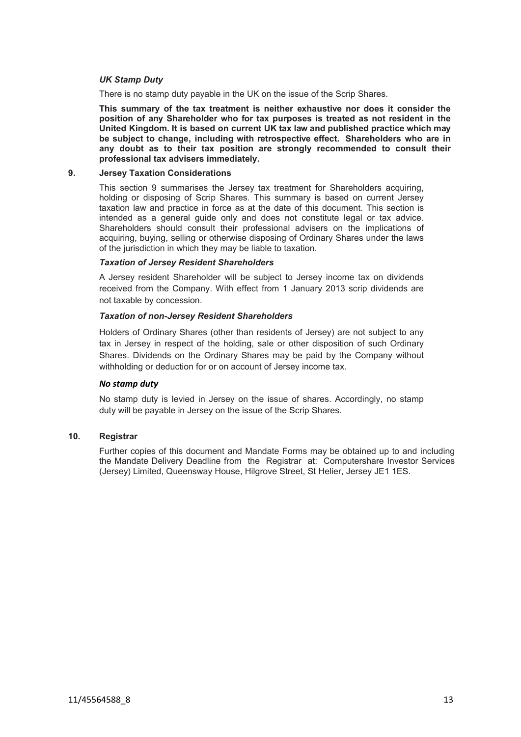*UK Stamp Duty*

There is no stamp duty payable in the UK on the issue of the Scrip Shares.

**This summary of the tax treatment is neither exhaustive nor does it consider the position of any Shareholder who for tax purposes is treated as not resident in the United Kingdom. It is based on current UK tax law and published practice which may be subject to change, including with retrospective effect. Shareholders who are in any doubt as to their tax position are strongly recommended to consult their professional tax advisers immediately.**

## 9. Jersey Taxation Considerations

This section 9 summarises the Jersey tax treatment for Shareholders acquiring, holding or disposing of Scrip Shares. This summary is based on current Jersey taxation law and practice in force as at the date of this document. This section is intended as a general guide only and does not constitute legal or tax advice. Shareholders should consult their professional advisers on the implications of acquiring, buying, selling or otherwise disposing of Ordinary Shares under the laws of the jurisdiction in which they may be liable to taxation.

*Taxation of Jersey Resident Shareholders*

A Jersey resident Shareholder will be subject to Jersey income tax on dividends received from the Company. With effect from 1 January 2013 scrip dividends are not taxable by concession.

*Taxation of non-Jersey Resident Shareholders*

Holders of Ordinary Shares (other than residents of Jersey) are not subject to any tax in Jersey in respect of the holding, sale or other disposition of such Ordinary Shares. Dividends on the Ordinary Shares may be paid by the Company without withholding or deduction for or on account of Jersey income tax.

*No stamp duty*

No stamp duty is levied in Jersey on the issue of shares. Accordingly, no stamp duty will be payable in Jersey on the issue of the Scrip Shares.

## 10. Registrar

Further copies of this document and Mandate Forms may be obtained up to and including the Mandate Delivery Deadline from the Registrar at: Computershare Investor Services (Jersey) Limited, Queensway House, Hilgrove Street, St Helier, Jersey JE1 1ES.

11/45564588_8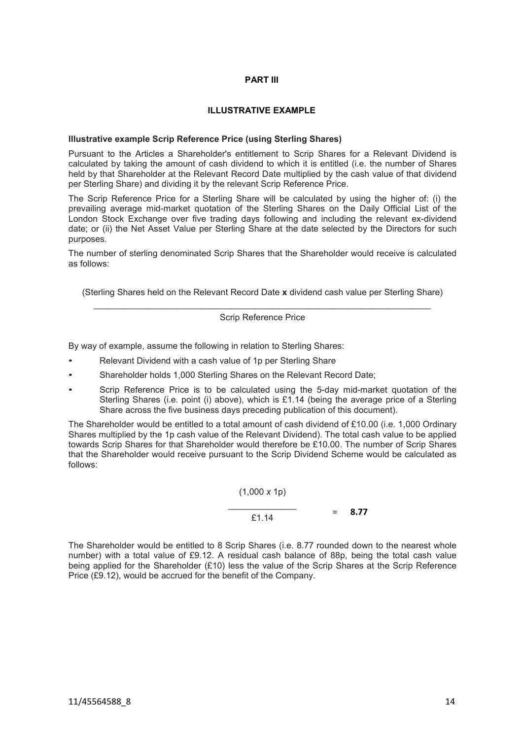# PART III

## ILLUSTRATIVE EXAMPLE

### Illustrative example Scrip Reference Price (using Sterling Shares)

Pursuant to the Articles a Shareholder's entitlement to Scrip Shares for a Relevant Dividend is calculated by taking the amount of cash dividend to which it is entitled (i.e. the number of Shares held by that Shareholder at the Relevant Record Date multiplied by the cash value of that dividend per Sterling Share) and dividing it by the relevant Scrip Reference Price.

The Scrip Reference Price for a Sterling Share will be calculated by using the higher of: (i) the prevailing average mid-market quotation of the Sterling Shares on the Daily Official List of the London Stock Exchange over five trading days following and including the relevant ex-dividend date; or (ii) the Net Asset Value per Sterling Share at the date selected by the Directors for such purposes.

The number of sterling denominated Scrip Shares that the Shareholder would receive is calculated as follows:

$$\frac{\text{(Sterling Shares held on the Relevant Record Date } \mathbf{x} \text{ dividend cash value per Sterling Share)}}{\text{Scrip Reference Price}}$$

By way of example, assume the following in relation to Sterling Shares:

- Relevant Dividend with a cash value of 1p per Sterling Share
- Shareholder holds 1,000 Sterling Shares on the Relevant Record Date;
- Scrip Reference Price is to be calculated using the 5-day mid-market quotation of the Sterling Shares (i.e. point (i) above), which is £1.14 (being the average price of a Sterling Share across the five business days preceding publication of this document).

The Shareholder would be entitled to a total amount of cash dividend of £10.00 (i.e. 1,000 Ordinary Shares multiplied by the 1p cash value of the Relevant Dividend). The total cash value to be applied towards Scrip Shares for that Shareholder would therefore be £10.00. The number of Scrip Shares that the Shareholder would receive pursuant to the Scrip Dividend Scheme would be calculated as follows:

$$\frac{(1{,}000 \times 1\text{p})}{£1.14} = \mathbf{8.77}$$

The Shareholder would be entitled to 8 Scrip Shares (i.e. 8.77 rounded down to the nearest whole number) with a total value of £9.12. A residual cash balance of 88p, being the total cash value being applied for the Shareholder (£10) less the value of the Scrip Shares at the Scrip Reference Price (£9.12), would be accrued for the benefit of the Company.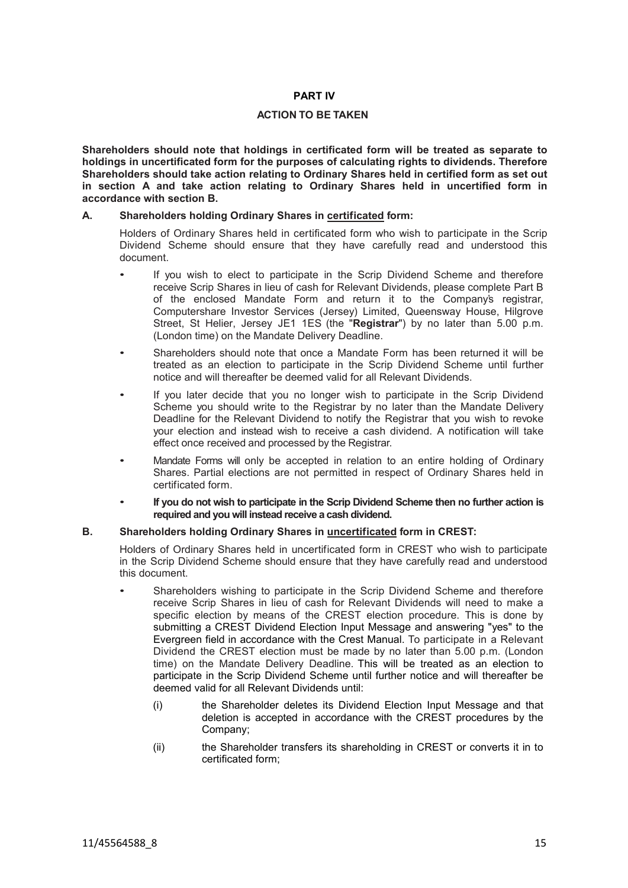## PART IV

## ACTION TO BE TAKEN

**Shareholders should note that holdings in certificated form will be treated as separate to holdings in uncertificated form for the purposes of calculating rights to dividends. Therefore Shareholders should take action relating to Ordinary Shares held in certified form as set out in section A and take action relating to Ordinary Shares held in uncertified form in accordance with section B.**

### A. Shareholders holding Ordinary Shares in certificated form:

Holders of Ordinary Shares held in certificated form who wish to participate in the Scrip Dividend Scheme should ensure that they have carefully read and understood this document.

- If you wish to elect to participate in the Scrip Dividend Scheme and therefore receive Scrip Shares in lieu of cash for Relevant Dividends, please complete Part B of the enclosed Mandate Form and return it to the Company's registrar, Computershare Investor Services (Jersey) Limited, Queensway House, Hilgrove Street, St Helier, Jersey JE1 1ES (the "**Registrar**") by no later than 5.00 p.m. (London time) on the Mandate Delivery Deadline.
- Shareholders should note that once a Mandate Form has been returned it will be treated as an election to participate in the Scrip Dividend Scheme until further notice and will thereafter be deemed valid for all Relevant Dividends.
- If you later decide that you no longer wish to participate in the Scrip Dividend Scheme you should write to the Registrar by no later than the Mandate Delivery Deadline for the Relevant Dividend to notify the Registrar that you wish to revoke your election and instead wish to receive a cash dividend. A notification will take effect once received and processed by the Registrar.
- Mandate Forms will only be accepted in relation to an entire holding of Ordinary Shares. Partial elections are not permitted in respect of Ordinary Shares held in certificated form.
- **If you do not wish to participate in the Scrip Dividend Scheme then no further action is required and you will instead receive a cash dividend.**

### B. Shareholders holding Ordinary Shares in uncertificated form in CREST:

Holders of Ordinary Shares held in uncertificated form in CREST who wish to participate in the Scrip Dividend Scheme should ensure that they have carefully read and understood this document.

- Shareholders wishing to participate in the Scrip Dividend Scheme and therefore receive Scrip Shares in lieu of cash for Relevant Dividends will need to make a specific election by means of the CREST election procedure. This is done by submitting a CREST Dividend Election Input Message and answering "yes" to the Evergreen field in accordance with the Crest Manual. To participate in a Relevant Dividend the CREST election must be made by no later than 5.00 p.m. (London time) on the Mandate Delivery Deadline. This will be treated as an election to participate in the Scrip Dividend Scheme until further notice and will thereafter be deemed valid for all Relevant Dividends until:
  - (i) the Shareholder deletes its Dividend Election Input Message and that deletion is accepted in accordance with the CREST procedures by the Company;
  - (ii) the Shareholder transfers its shareholding in CREST or converts it in to certificated form;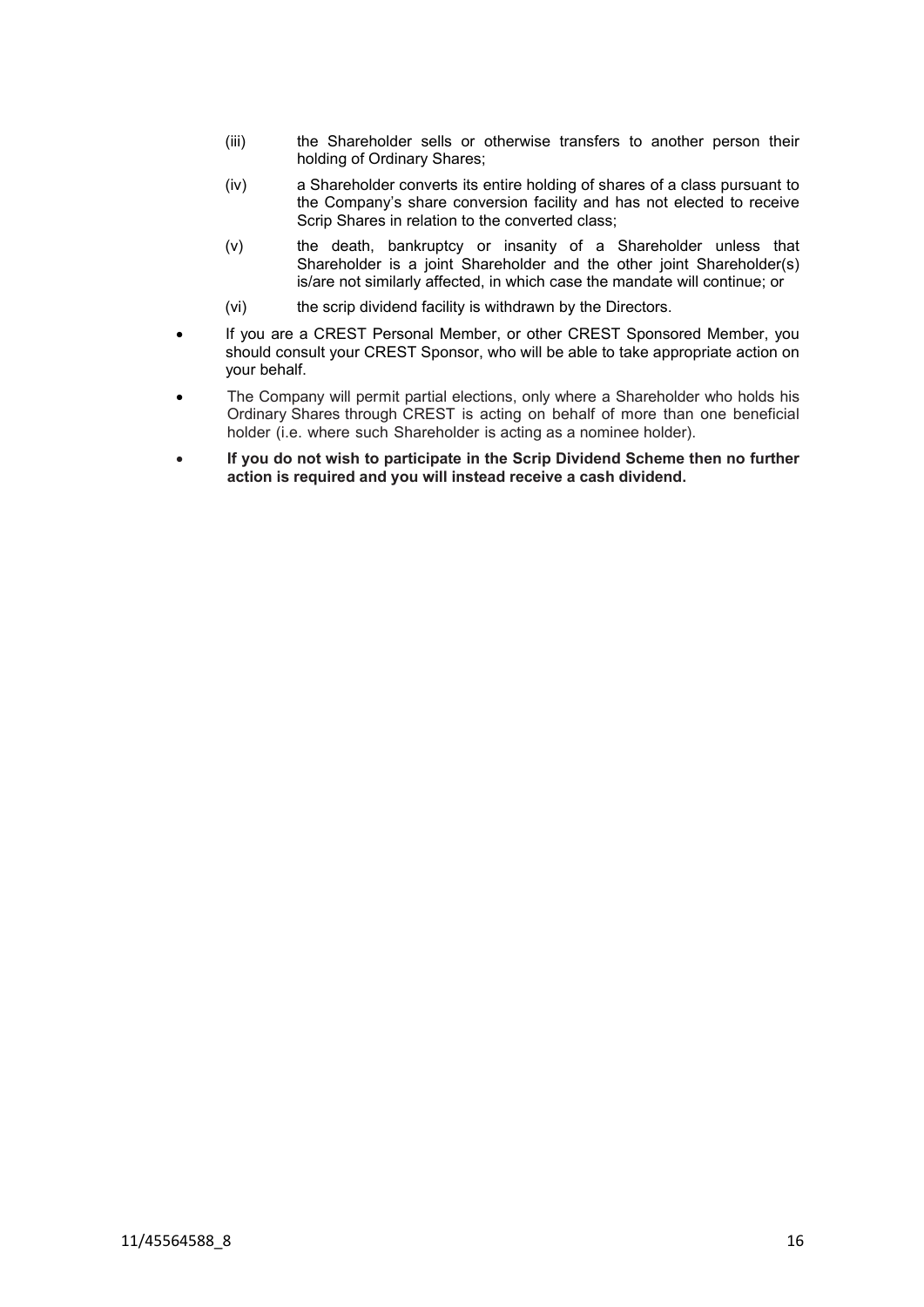(iii) the Shareholder sells or otherwise transfers to another person their holding of Ordinary Shares;

(iv) a Shareholder converts its entire holding of shares of a class pursuant to the Company's share conversion facility and has not elected to receive Scrip Shares in relation to the converted class;

(v) the death, bankruptcy or insanity of a Shareholder unless that Shareholder is a joint Shareholder and the other joint Shareholder(s) is/are not similarly affected, in which case the mandate will continue; or

(vi) the scrip dividend facility is withdrawn by the Directors.

- If you are a CREST Personal Member, or other CREST Sponsored Member, you should consult your CREST Sponsor, who will be able to take appropriate action on your behalf.
- The Company will permit partial elections, only where a Shareholder who holds his Ordinary Shares through CREST is acting on behalf of more than one beneficial holder (i.e. where such Shareholder is acting as a nominee holder).
- **If you do not wish to participate in the Scrip Dividend Scheme then no further action is required and you will instead receive a cash dividend.**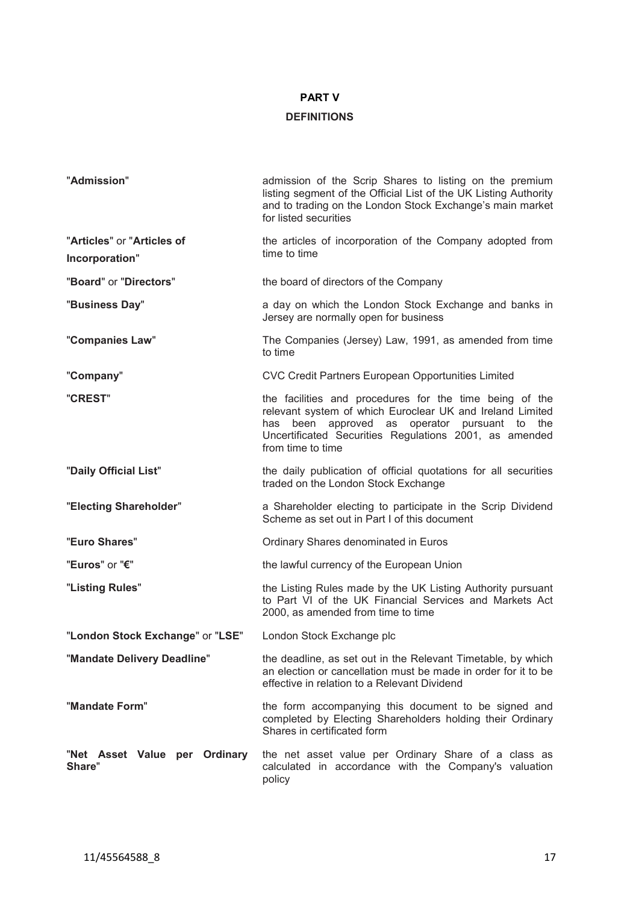# PART V

## DEFINITIONS

| | |
|---|---|
| "**Admission**" | admission of the Scrip Shares to listing on the premium listing segment of the Official List of the UK Listing Authority and to trading on the London Stock Exchange's main market for listed securities |
| "**Articles**" or "**Articles of Incorporation**" | the articles of incorporation of the Company adopted from time to time |
| "**Board**" or "**Directors**" | the board of directors of the Company |
| "**Business Day**" | a day on which the London Stock Exchange and banks in Jersey are normally open for business |
| "**Companies Law**" | The Companies (Jersey) Law, 1991, as amended from time to time |
| "**Company**" | CVC Credit Partners European Opportunities Limited |
| "**CREST**" | the facilities and procedures for the time being of the relevant system of which Euroclear UK and Ireland Limited has been approved as operator pursuant to the Uncertificated Securities Regulations 2001, as amended from time to time |
| "**Daily Official List**" | the daily publication of official quotations for all securities traded on the London Stock Exchange |
| "**Electing Shareholder**" | a Shareholder electing to participate in the Scrip Dividend Scheme as set out in Part I of this document |
| "**Euro Shares**" | Ordinary Shares denominated in Euros |
| "**Euros**" or "**€**" | the lawful currency of the European Union |
| "**Listing Rules**" | the Listing Rules made by the UK Listing Authority pursuant to Part VI of the UK Financial Services and Markets Act 2000, as amended from time to time |
| "**London Stock Exchange**" or "**LSE**" | London Stock Exchange plc |
| "**Mandate Delivery Deadline**" | the deadline, as set out in the Relevant Timetable, by which an election or cancellation must be made in order for it to be effective in relation to a Relevant Dividend |
| "**Mandate Form**" | the form accompanying this document to be signed and completed by Electing Shareholders holding their Ordinary Shares in certificated form |
| "**Net Asset Value per Ordinary Share**" | the net asset value per Ordinary Share of a class as calculated in accordance with the Company's valuation policy |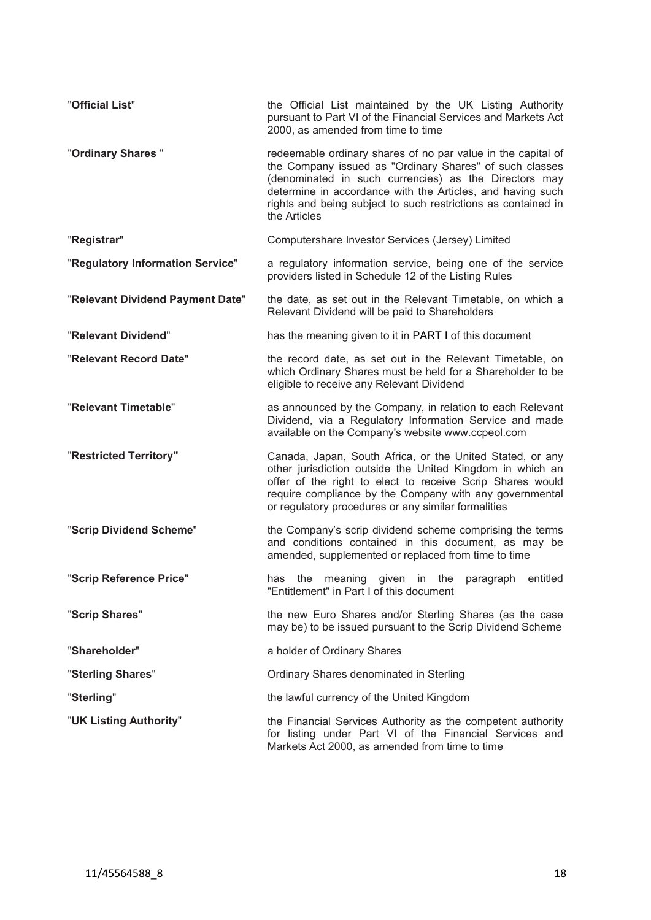| | |
|---|---|
| "**Official List**" | the Official List maintained by the UK Listing Authority pursuant to Part VI of the Financial Services and Markets Act 2000, as amended from time to time |
| "**Ordinary Shares** " | redeemable ordinary shares of no par value in the capital of the Company issued as "Ordinary Shares" of such classes (denominated in such currencies) as the Directors may determine in accordance with the Articles, and having such rights and being subject to such restrictions as contained in the Articles |
| "**Registrar**" | Computershare Investor Services (Jersey) Limited |
| "**Regulatory Information Service**" | a regulatory information service, being one of the service providers listed in Schedule 12 of the Listing Rules |
| "**Relevant Dividend Payment Date**" | the date, as set out in the Relevant Timetable, on which a Relevant Dividend will be paid to Shareholders |
| "**Relevant Dividend**" | has the meaning given to it in PART I of this document |
| "**Relevant Record Date**" | the record date, as set out in the Relevant Timetable, on which Ordinary Shares must be held for a Shareholder to be eligible to receive any Relevant Dividend |
| "**Relevant Timetable**" | as announced by the Company, in relation to each Relevant Dividend, via a Regulatory Information Service and made available on the Company's website www.ccpeol.com |
| "**Restricted Territory"** | Canada, Japan, South Africa, or the United Stated, or any other jurisdiction outside the United Kingdom in which an offer of the right to elect to receive Scrip Shares would require compliance by the Company with any governmental or regulatory procedures or any similar formalities |
| "**Scrip Dividend Scheme**" | the Company's scrip dividend scheme comprising the terms and conditions contained in this document, as may be amended, supplemented or replaced from time to time |
| "**Scrip Reference Price**" | has the meaning given in the paragraph entitled "Entitlement" in Part I of this document |
| "**Scrip Shares**" | the new Euro Shares and/or Sterling Shares (as the case may be) to be issued pursuant to the Scrip Dividend Scheme |
| "**Shareholder**" | a holder of Ordinary Shares |
| "**Sterling Shares**" | Ordinary Shares denominated in Sterling |
| "**Sterling**" | the lawful currency of the United Kingdom |
| "**UK Listing Authority**" | the Financial Services Authority as the competent authority for listing under Part VI of the Financial Services and Markets Act 2000, as amended from time to time |

11/45564588_8